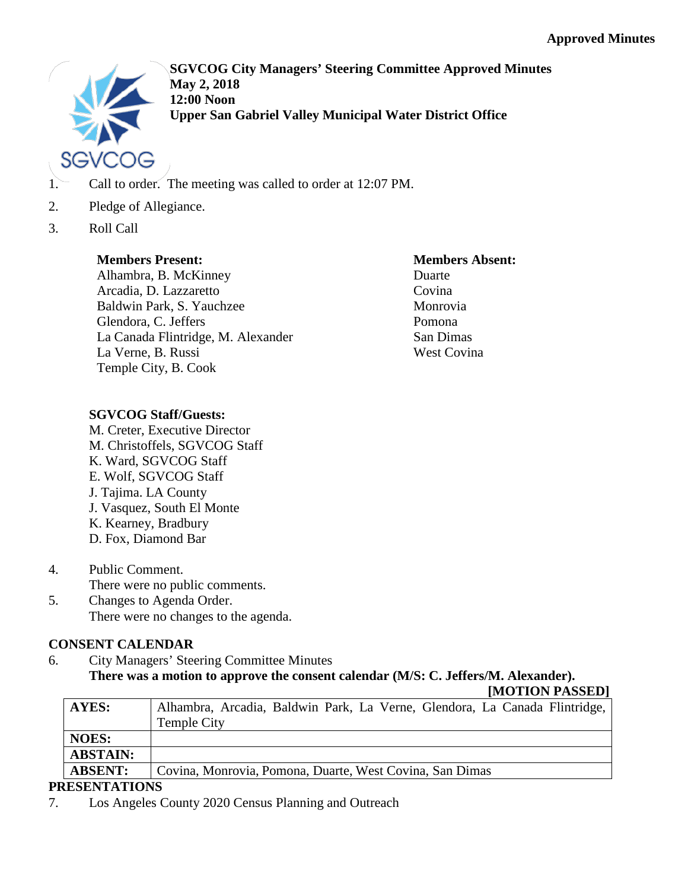**Approved Minutes**

**SGVCOG City Managers' Steering Committee Approved Minutes**
**May 2, 2018**
**12:00 Noon**
**Upper San Gabriel Valley Municipal Water District Office**

1. Call to order. The meeting was called to order at 12:07 PM.
2. Pledge of Allegiance.
3. Roll Call

**Members Present:**
Alhambra, B. McKinney
Arcadia, D. Lazzaretto
Baldwin Park, S. Yauchzee
Glendora, C. Jeffers
La Canada Flintridge, M. Alexander
La Verne, B. Russi
Temple City, B. Cook

**Members Absent:**
Duarte
Covina
Monrovia
Pomona
San Dimas
West Covina

**SGVCOG Staff/Guests:**
M. Creter, Executive Director
M. Christoffels, SGVCOG Staff
K. Ward, SGVCOG Staff
E. Wolf, SGVCOG Staff
J. Tajima. LA County
J. Vasquez, South El Monte
K. Kearney, Bradbury
D. Fox, Diamond Bar

4. Public Comment.
   There were no public comments.
5. Changes to Agenda Order.
   There were no changes to the agenda.

**CONSENT CALENDAR**

6. City Managers' Steering Committee Minutes
   **There was a motion to approve the consent calendar (M/S: C. Jeffers/M. Alexander).**
   **[MOTION PASSED]**

| | |
|---|---|
| **AYES:** | Alhambra, Arcadia, Baldwin Park, La Verne, Glendora, La Canada Flintridge, Temple City |
| **NOES:** | |
| **ABSTAIN:** | |
| **ABSENT:** | Covina, Monrovia, Pomona, Duarte, West Covina, San Dimas |

**PRESENTATIONS**

7. Los Angeles County 2020 Census Planning and Outreach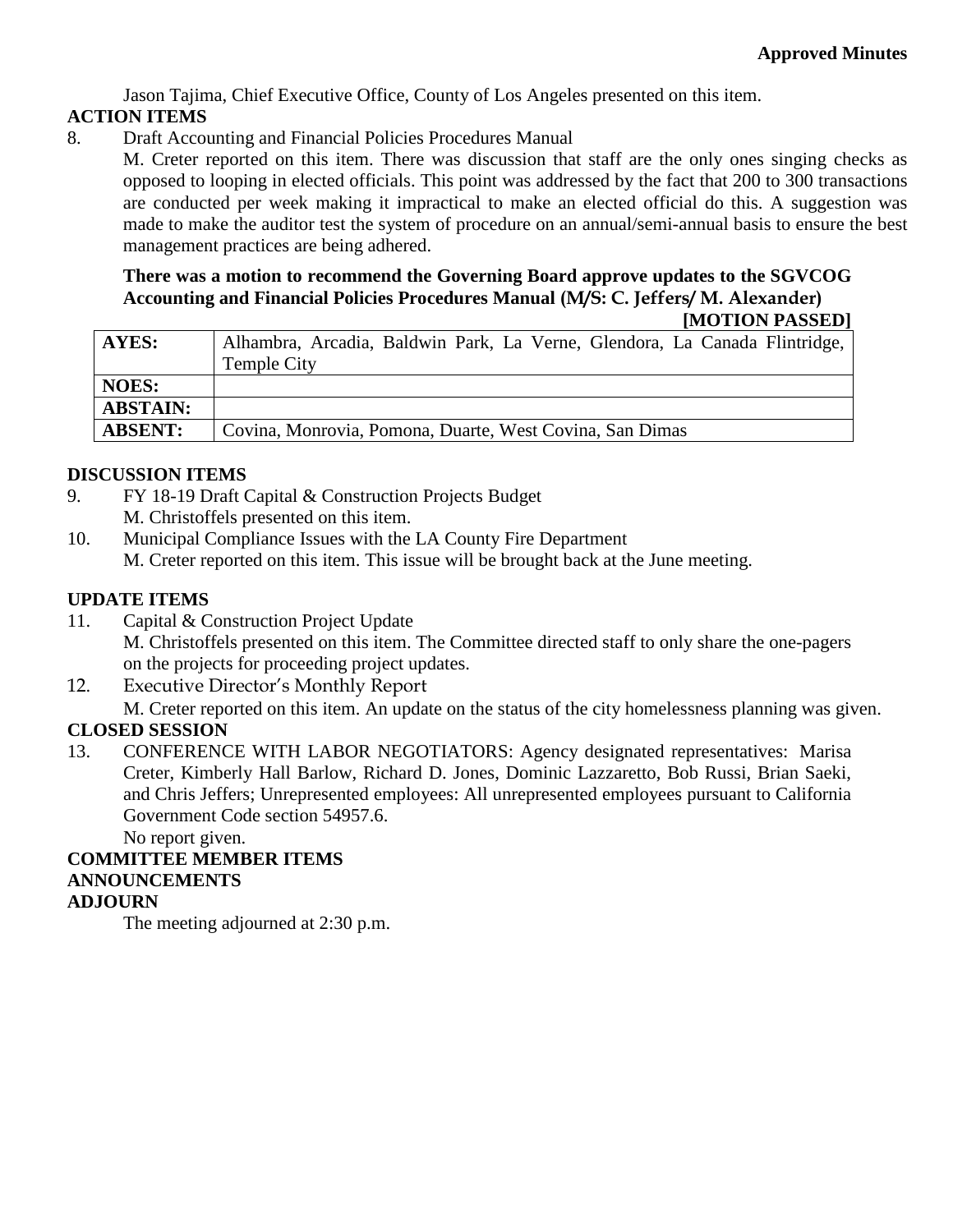Jason Tajima, Chief Executive Office, County of Los Angeles presented on this item.

**ACTION ITEMS**

8. Draft Accounting and Financial Policies Procedures Manual

   M. Creter reported on this item. There was discussion that staff are the only ones singing checks as opposed to looping in elected officials. This point was addressed by the fact that 200 to 300 transactions are conducted per week making it impractical to make an elected official do this. A suggestion was made to make the auditor test the system of procedure on an annual/semi-annual basis to ensure the best management practices are being adhered.

   **There was a motion to recommend the Governing Board approve updates to the SGVCOG Accounting and Financial Policies Procedures Manual (M/S: C. Jeffers/ M. Alexander)**

   **[MOTION PASSED]**

| | |
|---|---|
| **AYES:** | Alhambra, Arcadia, Baldwin Park, La Verne, Glendora, La Canada Flintridge, Temple City |
| **NOES:** | |
| **ABSTAIN:** | |
| **ABSENT:** | Covina, Monrovia, Pomona, Duarte, West Covina, San Dimas |

**DISCUSSION ITEMS**

9. FY 18-19 Draft Capital & Construction Projects Budget

   M. Christoffels presented on this item.

10. Municipal Compliance Issues with the LA County Fire Department

    M. Creter reported on this item. This issue will be brought back at the June meeting.

**UPDATE ITEMS**

11. Capital & Construction Project Update

    M. Christoffels presented on this item. The Committee directed staff to only share the one-pagers on the projects for proceeding project updates.

12. Executive Director's Monthly Report

    M. Creter reported on this item. An update on the status of the city homelessness planning was given.

**CLOSED SESSION**

13. CONFERENCE WITH LABOR NEGOTIATORS: Agency designated representatives: Marisa Creter, Kimberly Hall Barlow, Richard D. Jones, Dominic Lazzaretto, Bob Russi, Brian Saeki, and Chris Jeffers; Unrepresented employees: All unrepresented employees pursuant to California Government Code section 54957.6.

    No report given.

**COMMITTEE MEMBER ITEMS**

**ANNOUNCEMENTS**

**ADJOURN**

The meeting adjourned at 2:30 p.m.